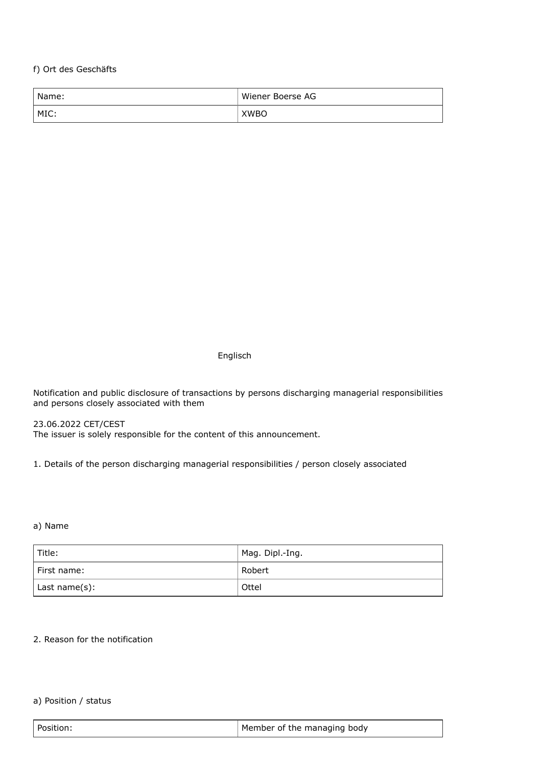f) Ort des Geschäfts

| Name: | Wiener Boerse AG |
|---|---|
| MIC: | XWBO |

Englisch

Notification and public disclosure of transactions by persons discharging managerial responsibilities and persons closely associated with them

23.06.2022 CET/CEST
The issuer is solely responsible for the content of this announcement.

1. Details of the person discharging managerial responsibilities / person closely associated

a) Name

| Title: | Mag. Dipl.-Ing. |
|---|---|
| First name: | Robert |
| Last name(s): | Ottel |

2. Reason for the notification

a) Position / status

| Position: | Member of the managing body |
|---|---|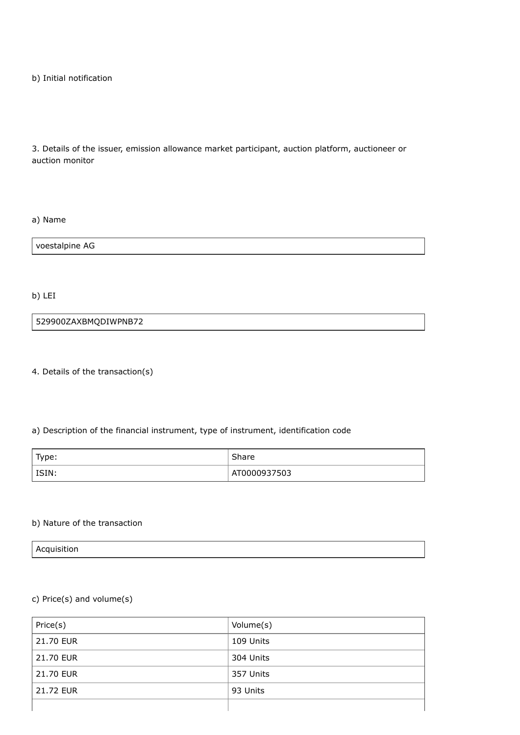b) Initial notification

3. Details of the issuer, emission allowance market participant, auction platform, auctioneer or auction monitor

a) Name

| voestalpine AG |
|---|

b) LEI

| 529900ZAXBMQDIWPNB72 |
|---|

4. Details of the transaction(s)

a) Description of the financial instrument, type of instrument, identification code

| Type: | Share |
|---|---|
| ISIN: | AT0000937503 |

b) Nature of the transaction

| Acquisition |
|---|

c) Price(s) and volume(s)

| Price(s) | Volume(s) |
|---|---|
| 21.70 EUR | 109 Units |
| 21.70 EUR | 304 Units |
| 21.70 EUR | 357 Units |
| 21.72 EUR | 93 Units |
| | |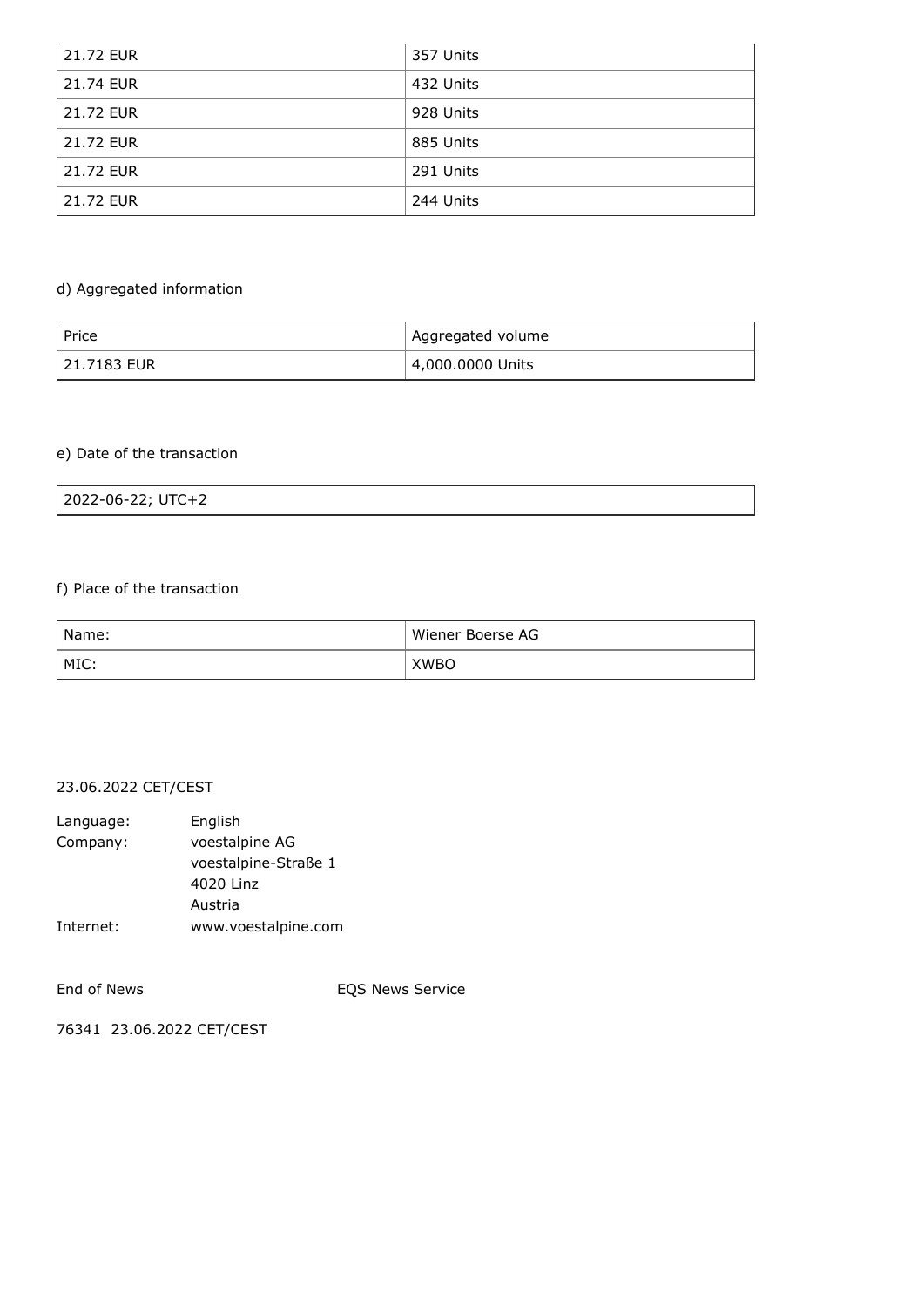| | |
|---|---|
| 21.72 EUR | 357 Units |
| 21.74 EUR | 432 Units |
| 21.72 EUR | 928 Units |
| 21.72 EUR | 885 Units |
| 21.72 EUR | 291 Units |
| 21.72 EUR | 244 Units |

d) Aggregated information

| Price | Aggregated volume |
|---|---|
| 21.7183 EUR | 4,000.0000 Units |

e) Date of the transaction

| |
|---|
| 2022-06-22; UTC+2 |

f) Place of the transaction

| | |
|---|---|
| Name: | Wiener Boerse AG |
| MIC: | XWBO |

23.06.2022 CET/CEST

| | |
|---|---|
| Language: | English |
| Company: | voestalpine AG |
| | voestalpine-Straße 1 |
| | 4020 Linz |
| | Austria |
| Internet: | www.voestalpine.com |

End of News EQS News Service

76341 23.06.2022 CET/CEST